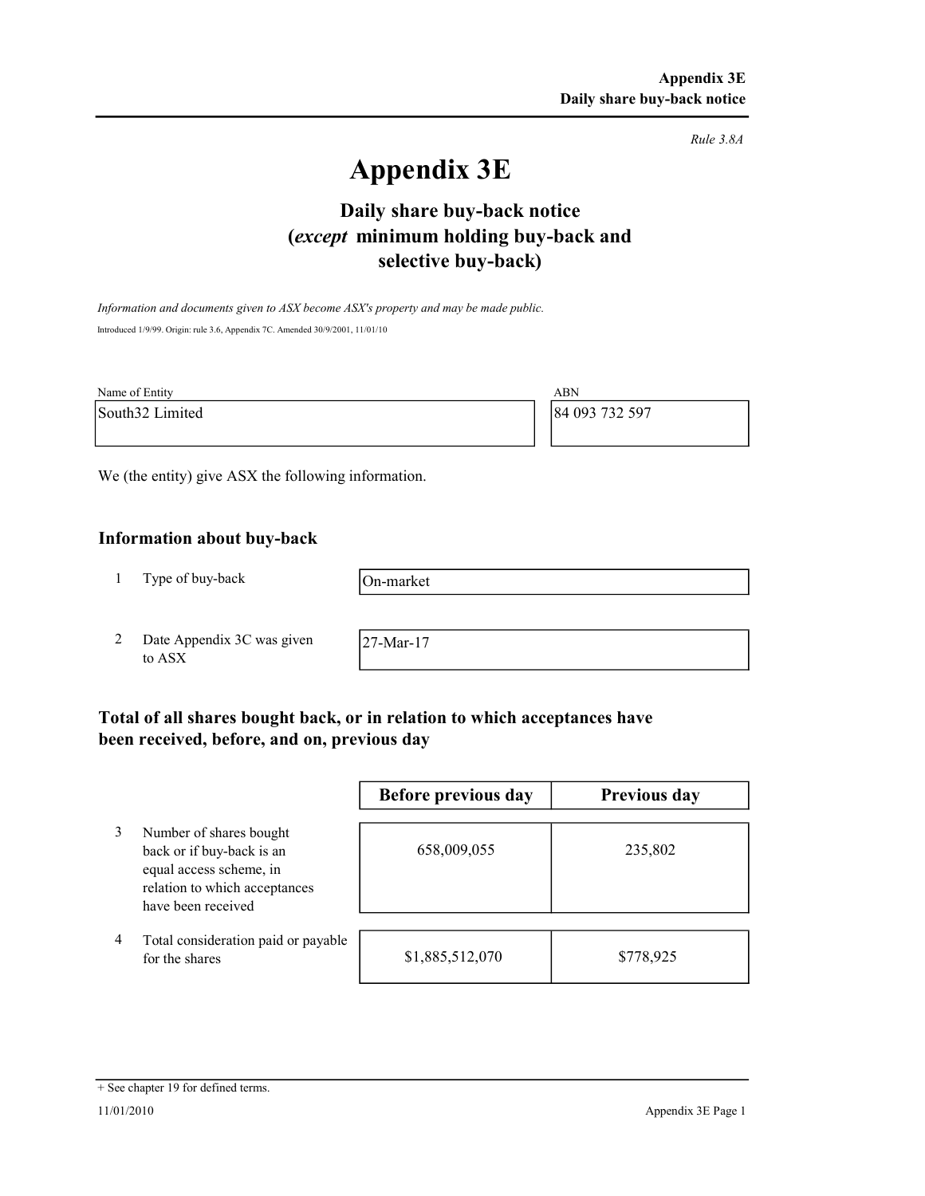Rule 3.8A

# Appendix 3E

## Daily share buy-back notice (*except* minimum holding buy-back and selective buy-back)

*Information and documents given to ASX become ASX's property and may be made public.*

Introduced 1/9/99. Origin: rule 3.6, Appendix 7C. Amended 30/9/2001, 11/01/10

| Name of Entity | ABN |
|---|---|
| South32 Limited | 84 093 732 597 |

We (the entity) give ASX the following information.

### Information about buy-back

| | | |
|---|---|---|
| 1 | Type of buy-back | On-market |
| 2 | Date Appendix 3C was given to ASX | 27-Mar-17 |

### Total of all shares bought back, or in relation to which acceptances have been received, before, and on, previous day

| | | Before previous day | Previous day |
|---|---|---|---|
| 3 | Number of shares bought back or if buy-back is an equal access scheme, in relation to which acceptances have been received | 658,009,055 | 235,802 |
| 4 | Total consideration paid or payable for the shares | $1,885,512,070 | $778,925 |

+ See chapter 19 for defined terms.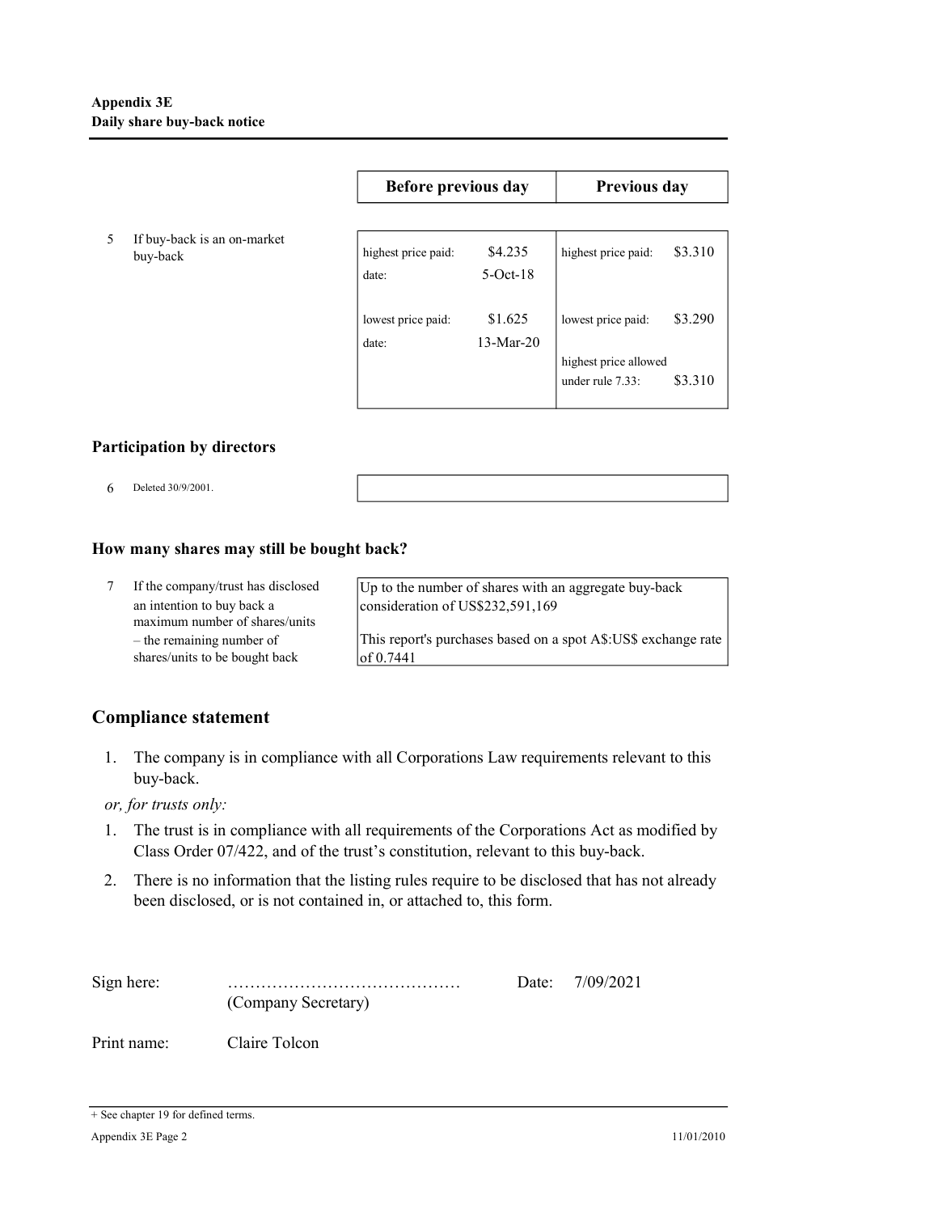**Appendix 3E**
**Daily share buy-back notice**

| | Before previous day | | Previous day | |
|---|---|---|---|---|
| 5 If buy-back is an on-market buy-back | highest price paid: | $4.235 | highest price paid: | $3.310 |
| | date: | 5-Oct-18 | | |
| | lowest price paid: | $1.625 | lowest price paid: | $3.290 |
| | date: | 13-Mar-20 | | |
| | | | highest price allowed under rule 7.33: | $3.310 |

## Participation by directors

| | |
|---|---|
| 6 Deleted 30/9/2001. | |

## How many shares may still be bought back?

| | |
|---|---|
| 7 If the company/trust has disclosed an intention to buy back a maximum number of shares/units – the remaining number of shares/units to be bought back | Up to the number of shares with an aggregate buy-back consideration of US$232,591,169<br><br>This report's purchases based on a spot A$:US$ exchange rate of 0.7441 |

## Compliance statement

1. The company is in compliance with all Corporations Law requirements relevant to this buy-back.

*or, for trusts only:*

1. The trust is in compliance with all requirements of the Corporations Act as modified by Class Order 07/422, and of the trust's constitution, relevant to this buy-back.
2. There is no information that the listing rules require to be disclosed that has not already been disclosed, or is not contained in, or attached to, this form.

Sign here: …………………………………… (Company Secretary) Date: 7/09/2021

Print name: Claire Tolcon

+ See chapter 19 for defined terms.